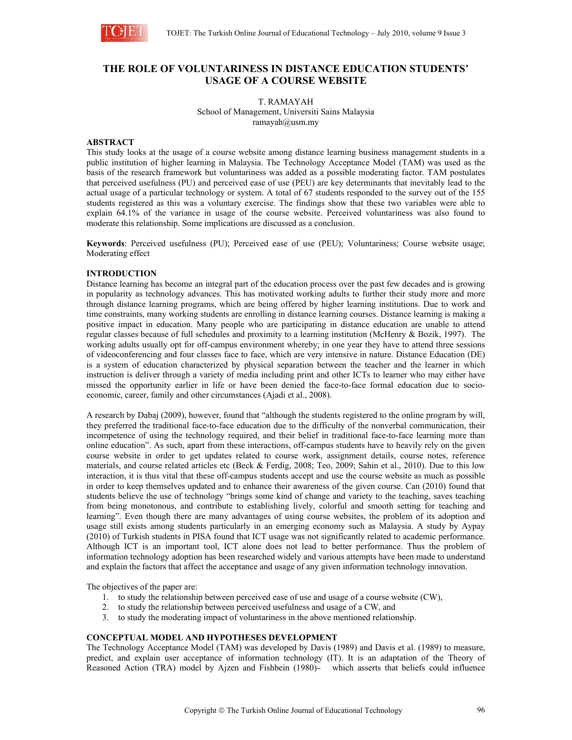# THE ROLE OF VOLUNTARINESS IN DISTANCE EDUCATION STUDENTS' USAGE OF A COURSE WEBSITE

T. RAMAYAH
School of Management, Universiti Sains Malaysia
ramayah@usm.my

## ABSTRACT

This study looks at the usage of a course website among distance learning business management students in a public institution of higher learning in Malaysia. The Technology Acceptance Model (TAM) was used as the basis of the research framework but voluntariness was added as a possible moderating factor. TAM postulates that perceived usefulness (PU) and perceived ease of use (PEU) are key determinants that inevitably lead to the actual usage of a particular technology or system. A total of 67 students responded to the survey out of the 155 students registered as this was a voluntary exercise. The findings show that these two variables were able to explain 64.1% of the variance in usage of the course website. Perceived voluntariness was also found to moderate this relationship. Some implications are discussed as a conclusion.

**Keywords**: Perceived usefulness (PU); Perceived ease of use (PEU); Voluntariness; Course website usage; Moderating effect

## INTRODUCTION

Distance learning has become an integral part of the education process over the past few decades and is growing in popularity as technology advances. This has motivated working adults to further their study more and more through distance learning programs, which are being offered by higher learning institutions. Due to work and time constraints, many working students are enrolling in distance learning courses. Distance learning is making a positive impact in education. Many people who are participating in distance education are unable to attend regular classes because of full schedules and proximity to a learning institution (McHenry & Bozik, 1997). The working adults usually opt for off-campus environment whereby; in one year they have to attend three sessions of videoconferencing and four classes face to face, which are very intensive in nature. Distance Education (DE) is a system of education characterized by physical separation between the teacher and the learner in which instruction is deliver through a variety of media including print and other ICTs to learner who may either have missed the opportunity earlier in life or have been denied the face-to-face formal education due to socio-economic, career, family and other circumstances (Ajadi et al., 2008).

A research by Dabaj (2009), however, found that "although the students registered to the online program by will, they preferred the traditional face-to-face education due to the difficulty of the nonverbal communication, their incompetence of using the technology required, and their belief in traditional face-to-face learning more than online education". As such, apart from these interactions, off-campus students have to heavily rely on the given course website in order to get updates related to course work, assignment details, course notes, reference materials, and course related articles etc (Beck & Ferdig, 2008; Teo, 2009; Sahin et al., 2010). Due to this low interaction, it is thus vital that these off-campus students accept and use the course website as much as possible in order to keep themselves updated and to enhance their awareness of the given course. Can (2010) found that students believe the use of technology "brings some kind of change and variety to the teaching, saves teaching from being monotonous, and contribute to establishing lively, colorful and smooth setting for teaching and learning". Even though there are many advantages of using course websites, the problem of its adoption and usage still exists among students particularly in an emerging economy such as Malaysia. A study by Aypay (2010) of Turkish students in PISA found that ICT usage was not significantly related to academic performance. Although ICT is an important tool, ICT alone does not lead to better performance. Thus the problem of information technology adoption has been researched widely and various attempts have been made to understand and explain the factors that affect the acceptance and usage of any given information technology innovation.

The objectives of the paper are:

1. to study the relationship between perceived ease of use and usage of a course website (CW),
2. to study the relationship between perceived usefulness and usage of a CW, and
3. to study the moderating impact of voluntariness in the above mentioned relationship.

## CONCEPTUAL MODEL AND HYPOTHESES DEVELOPMENT

The Technology Acceptance Model (TAM) was developed by Davis (1989) and Davis et al. (1989) to measure, predict, and explain user acceptance of information technology (IT). It is an adaptation of the Theory of Reasoned Action (TRA) model by Ajzen and Fishbein (1980)– which asserts that beliefs could influence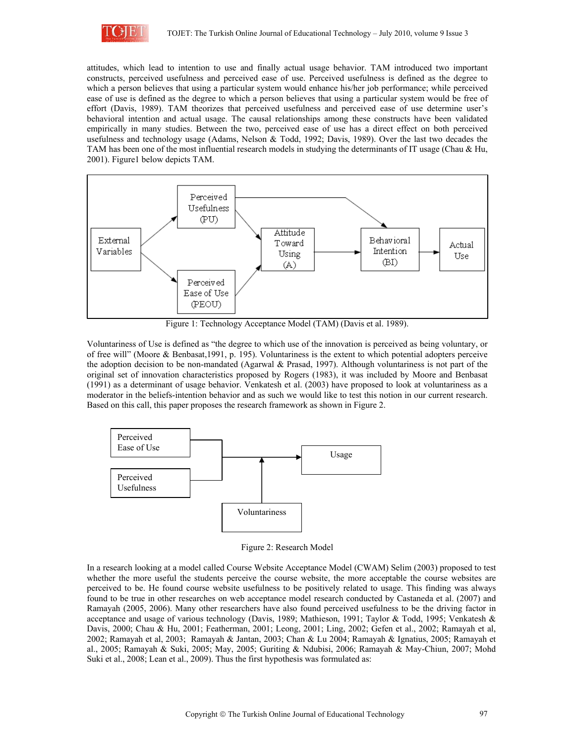attitudes, which lead to intention to use and finally actual usage behavior. TAM introduced two important constructs, perceived usefulness and perceived ease of use. Perceived usefulness is defined as the degree to which a person believes that using a particular system would enhance his/her job performance; while perceived ease of use is defined as the degree to which a person believes that using a particular system would be free of effort (Davis, 1989). TAM theorizes that perceived usefulness and perceived ease of use determine user's behavioral intention and actual usage. The causal relationships among these constructs have been validated empirically in many studies. Between the two, perceived ease of use has a direct effect on both perceived usefulness and technology usage (Adams, Nelson & Todd, 1992; Davis, 1989). Over the last two decades the TAM has been one of the most influential research models in studying the determinants of IT usage (Chau & Hu, 2001). Figure1 below depicts TAM.

Figure 1: Technology Acceptance Model (TAM) (Davis et al. 1989).

Voluntariness of Use is defined as "the degree to which use of the innovation is perceived as being voluntary, or of free will" (Moore & Benbasat,1991, p. 195). Voluntariness is the extent to which potential adopters perceive the adoption decision to be non-mandated (Agarwal & Prasad, 1997). Although voluntariness is not part of the original set of innovation characteristics proposed by Rogers (1983), it was included by Moore and Benbasat (1991) as a determinant of usage behavior. Venkatesh et al. (2003) have proposed to look at voluntariness as a moderator in the beliefs-intention behavior and as such we would like to test this notion in our current research. Based on this call, this paper proposes the research framework as shown in Figure 2.

Figure 2: Research Model

In a research looking at a model called Course Website Acceptance Model (CWAM) Selim (2003) proposed to test whether the more useful the students perceive the course website, the more acceptable the course websites are perceived to be. He found course website usefulness to be positively related to usage. This finding was always found to be true in other researches on web acceptance model research conducted by Castaneda et al. (2007) and Ramayah (2005, 2006). Many other researchers have also found perceived usefulness to be the driving factor in acceptance and usage of various technology (Davis, 1989; Mathieson, 1991; Taylor & Todd, 1995; Venkatesh & Davis, 2000; Chau & Hu, 2001; Featherman, 2001; Leong, 2001; Ling, 2002; Gefen et al., 2002; Ramayah et al, 2002; Ramayah et al, 2003; Ramayah & Jantan, 2003; Chan & Lu 2004; Ramayah & Ignatius, 2005; Ramayah et al., 2005; Ramayah & Suki, 2005; May, 2005; Guriting & Ndubisi, 2006; Ramayah & May-Chiun, 2007; Mohd Suki et al., 2008; Lean et al., 2009). Thus the first hypothesis was formulated as: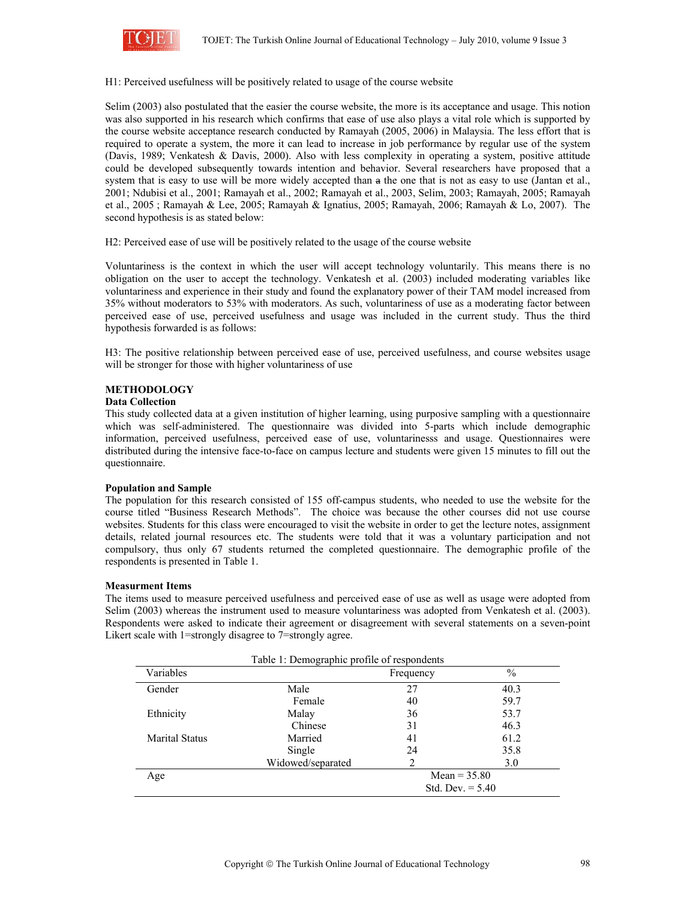H1: Perceived usefulness will be positively related to usage of the course website

Selim (2003) also postulated that the easier the course website, the more is its acceptance and usage. This notion was also supported in his research which confirms that ease of use also plays a vital role which is supported by the course website acceptance research conducted by Ramayah (2005, 2006) in Malaysia. The less effort that is required to operate a system, the more it can lead to increase in job performance by regular use of the system (Davis, 1989; Venkatesh & Davis, 2000). Also with less complexity in operating a system, positive attitude could be developed subsequently towards intention and behavior. Several researchers have proposed that a system that is easy to use will be more widely accepted than ~~a~~ the one that is not as easy to use (Jantan et al., 2001; Ndubisi et al., 2001; Ramayah et al., 2002; Ramayah et al., 2003, Selim, 2003; Ramayah, 2005; Ramayah et al., 2005 ; Ramayah & Lee, 2005; Ramayah & Ignatius, 2005; Ramayah, 2006; Ramayah & Lo, 2007). The second hypothesis is as stated below:

H2: Perceived ease of use will be positively related to the usage of the course website

Voluntariness is the context in which the user will accept technology voluntarily. This means there is no obligation on the user to accept the technology. Venkatesh et al. (2003) included moderating variables like voluntariness and experience in their study and found the explanatory power of their TAM model increased from 35% without moderators to 53% with moderators. As such, voluntariness of use as a moderating factor between perceived ease of use, perceived usefulness and usage was included in the current study. Thus the third hypothesis forwarded is as follows:

H3: The positive relationship between perceived ease of use, perceived usefulness, and course websites usage will be stronger for those with higher voluntariness of use

## METHODOLOGY

### Data Collection

This study collected data at a given institution of higher learning, using purposive sampling with a questionnaire which was self-administered. The questionnaire was divided into 5-parts which include demographic information, perceived usefulness, perceived ease of use, voluntarinesss and usage. Questionnaires were distributed during the intensive face-to-face on campus lecture and students were given 15 minutes to fill out the questionnaire.

### Population and Sample

The population for this research consisted of 155 off-campus students, who needed to use the website for the course titled "Business Research Methods". The choice was because the other courses did not use course websites. Students for this class were encouraged to visit the website in order to get the lecture notes, assignment details, related journal resources etc. The students were told that it was a voluntary participation and not compulsory, thus only 67 students returned the completed questionnaire. The demographic profile of the respondents is presented in Table 1.

### Measurment Items

The items used to measure perceived usefulness and perceived ease of use as well as usage were adopted from Selim (2003) whereas the instrument used to measure voluntariness was adopted from Venkatesh et al. (2003). Respondents were asked to indicate their agreement or disagreement with several statements on a seven-point Likert scale with 1=strongly disagree to 7=strongly agree.

Table 1: Demographic profile of respondents

| Variables | | Frequency | % |
|---|---|---|---|
| Gender | Male | 27 | 40.3 |
| | Female | 40 | 59.7 |
| Ethnicity | Malay | 36 | 53.7 |
| | Chinese | 31 | 46.3 |
| Marital Status | Married | 41 | 61.2 |
| | Single | 24 | 35.8 |
| | Widowed/separated | 2 | 3.0 |
| Age | | Mean = 35.80 | |
| | | Std. Dev. = 5.40 | |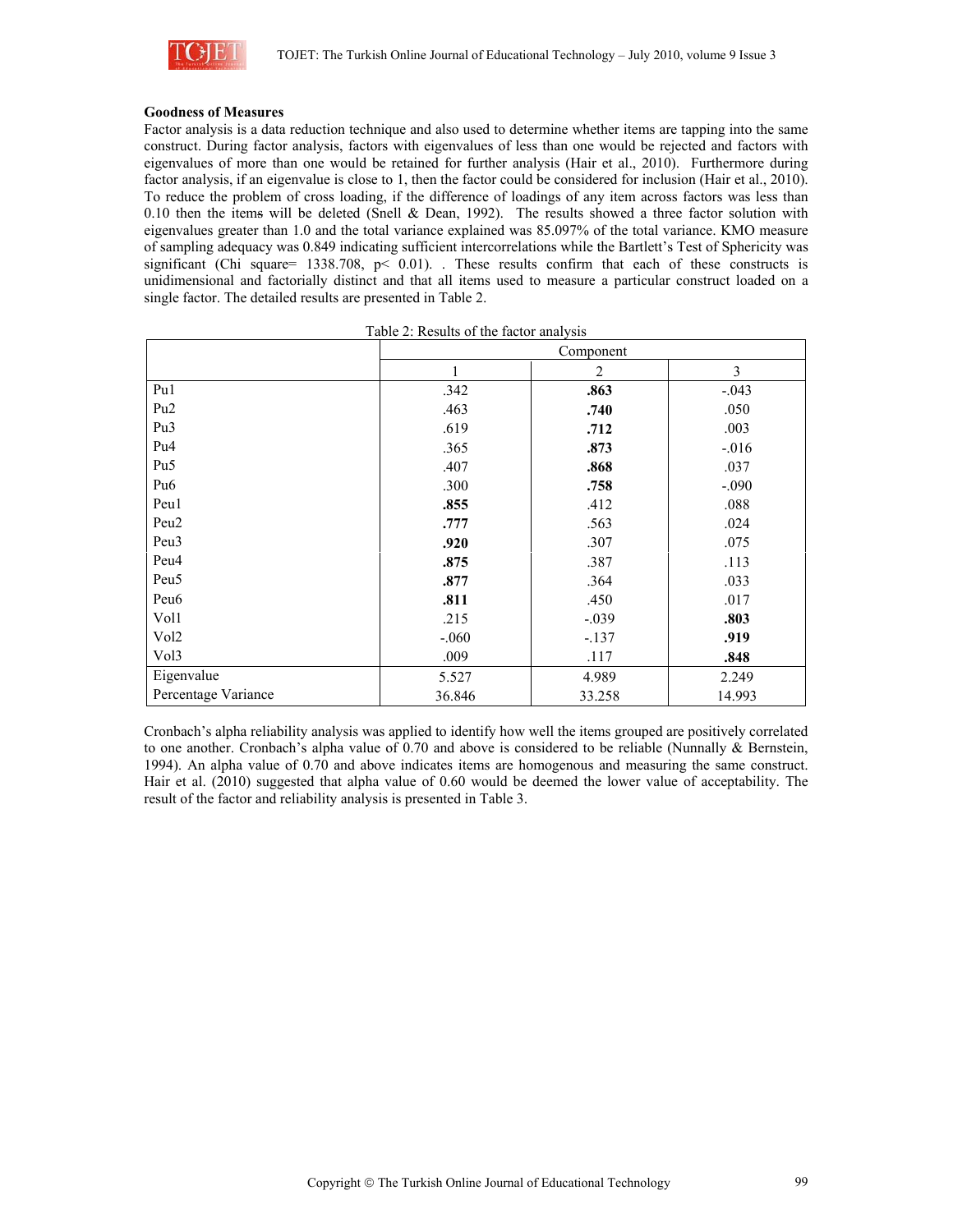**Goodness of Measures**

Factor analysis is a data reduction technique and also used to determine whether items are tapping into the same construct. During factor analysis, factors with eigenvalues of less than one would be rejected and factors with eigenvalues of more than one would be retained for further analysis (Hair et al., 2010). Furthermore during factor analysis, if an eigenvalue is close to 1, then the factor could be considered for inclusion (Hair et al., 2010). To reduce the problem of cross loading, if the difference of loadings of any item across factors was less than 0.10 then the items will be deleted (Snell & Dean, 1992). The results showed a three factor solution with eigenvalues greater than 1.0 and the total variance explained was 85.097% of the total variance. KMO measure of sampling adequacy was 0.849 indicating sufficient intercorrelations while the Bartlett's Test of Sphericity was significant (Chi square= 1338.708, $p < 0.01$). . These results confirm that each of these constructs is unidimensional and factorially distinct and that all items used to measure a particular construct loaded on a single factor. The detailed results are presented in Table 2.

Table 2: Results of the factor analysis

| | Component | | |
|---|---|---|---|
| | 1 | 2 | 3 |
| Pu1 | .342 | **.863** | -.043 |
| Pu2 | .463 | **.740** | .050 |
| Pu3 | .619 | **.712** | .003 |
| Pu4 | .365 | **.873** | -.016 |
| Pu5 | .407 | **.868** | .037 |
| Pu6 | .300 | **.758** | -.090 |
| Peu1 | **.855** | .412 | .088 |
| Peu2 | **.777** | .563 | .024 |
| Peu3 | **.920** | .307 | .075 |
| Peu4 | **.875** | .387 | .113 |
| Peu5 | **.877** | .364 | .033 |
| Peu6 | **.811** | .450 | .017 |
| Vol1 | .215 | -.039 | **.803** |
| Vol2 | -.060 | -.137 | **.919** |
| Vol3 | .009 | .117 | **.848** |
| Eigenvalue | 5.527 | 4.989 | 2.249 |
| Percentage Variance | 36.846 | 33.258 | 14.993 |

Cronbach's alpha reliability analysis was applied to identify how well the items grouped are positively correlated to one another. Cronbach's alpha value of 0.70 and above is considered to be reliable (Nunnally & Bernstein, 1994). An alpha value of 0.70 and above indicates items are homogenous and measuring the same construct. Hair et al. (2010) suggested that alpha value of 0.60 would be deemed the lower value of acceptability. The result of the factor and reliability analysis is presented in Table 3.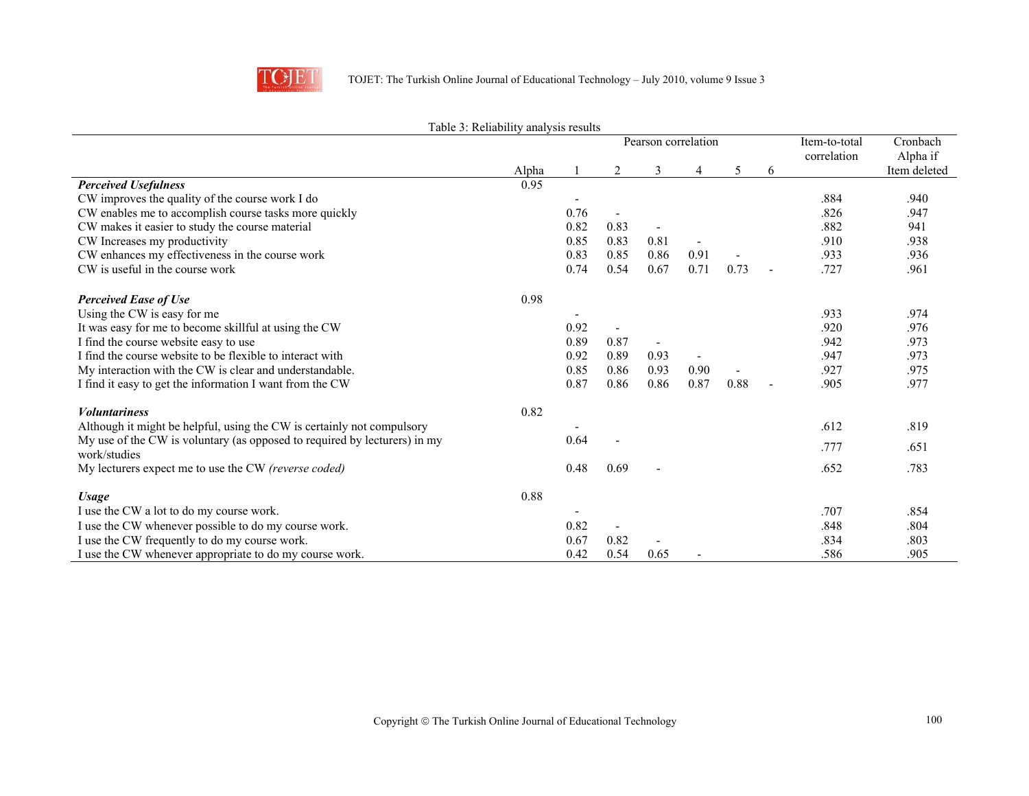Table 3: Reliability analysis results

| | Alpha | Pearson correlation 1 | 2 | 3 | 4 | 5 | 6 | Item-to-total correlation | Cronbach Alpha if Item deleted |
|---|---|---|---|---|---|---|---|---|---|
| ***Perceived Usefulness*** | 0.95 | | | | | | | | |
| CW improves the quality of the course work I do | | - | | | | | | .884 | .940 |
| CW enables me to accomplish course tasks more quickly | | 0.76 | - | | | | | .826 | .947 |
| CW makes it easier to study the course material | | 0.82 | 0.83 | - | | | | .882 | 941 |
| CW Increases my productivity | | 0.85 | 0.83 | 0.81 | - | | | .910 | .938 |
| CW enhances my effectiveness in the course work | | 0.83 | 0.85 | 0.86 | 0.91 | - | | .933 | .936 |
| CW is useful in the course work | | 0.74 | 0.54 | 0.67 | 0.71 | 0.73 | - | .727 | .961 |
| ***Perceived Ease of Use*** | 0.98 | | | | | | | | |
| Using the CW is easy for me | | - | | | | | | .933 | .974 |
| It was easy for me to become skillful at using the CW | | 0.92 | - | | | | | .920 | .976 |
| I find the course website easy to use | | 0.89 | 0.87 | - | | | | .942 | .973 |
| I find the course website to be flexible to interact with | | 0.92 | 0.89 | 0.93 | - | | | .947 | .973 |
| My interaction with the CW is clear and understandable. | | 0.85 | 0.86 | 0.93 | 0.90 | - | | .927 | .975 |
| I find it easy to get the information I want from the CW | | 0.87 | 0.86 | 0.86 | 0.87 | 0.88 | - | .905 | .977 |
| ***Voluntariness*** | 0.82 | | | | | | | | |
| Although it might be helpful, using the CW is certainly not compulsory | | - | | | | | | .612 | .819 |
| My use of the CW is voluntary (as opposed to required by lecturers) in my work/studies | | 0.64 | - | | | | | .777 | .651 |
| My lecturers expect me to use the CW *(reverse coded)* | | 0.48 | 0.69 | - | | | | .652 | .783 |
| ***Usage*** | 0.88 | | | | | | | | |
| I use the CW a lot to do my course work. | | - | | | | | | .707 | .854 |
| I use the CW whenever possible to do my course work. | | 0.82 | - | | | | | .848 | .804 |
| I use the CW frequently to do my course work. | | 0.67 | 0.82 | - | | | | .834 | .803 |
| I use the CW whenever appropriate to do my course work. | | 0.42 | 0.54 | 0.65 | - | | | .586 | .905 |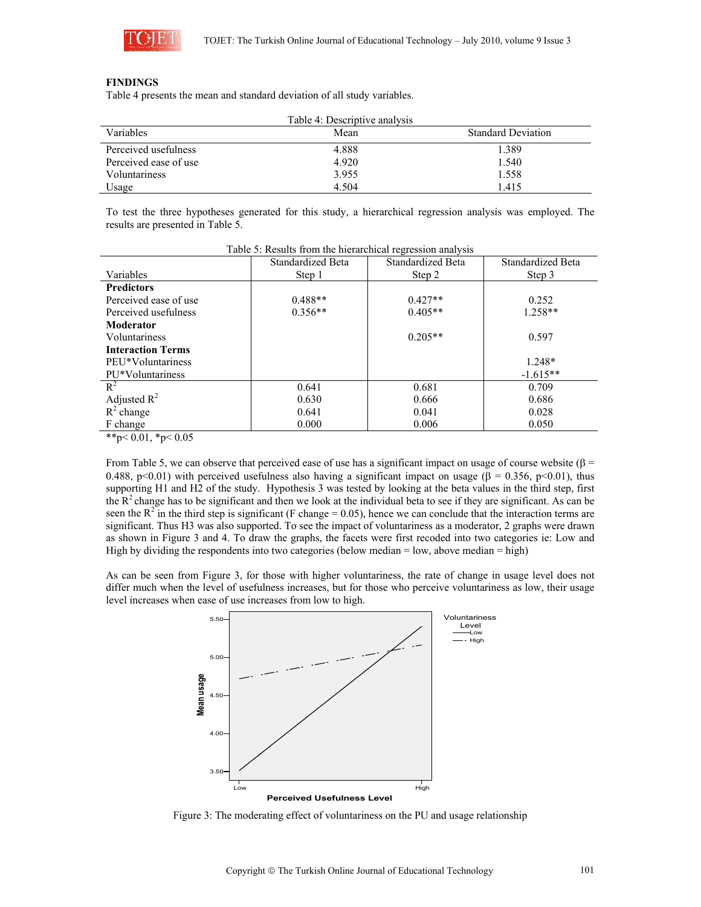## FINDINGS

Table 4 presents the mean and standard deviation of all study variables.

Table 4: Descriptive analysis

| Variables | Mean | Standard Deviation |
|---|---|---|
| Perceived usefulness | 4.888 | 1.389 |
| Perceived ease of use | 4.920 | 1.540 |
| Voluntariness | 3.955 | 1.558 |
| Usage | 4.504 | 1.415 |

To test the three hypotheses generated for this study, a hierarchical regression analysis was employed. The results are presented in Table 5.

Table 5: Results from the hierarchical regression analysis

| Variables | Standardized Beta Step 1 | Standardized Beta Step 2 | Standardized Beta Step 3 |
|---|---|---|---|
| **Predictors** | | | |
| Perceived ease of use | 0.488** | 0.427** | 0.252 |
| Perceived usefulness | 0.356** | 0.405** | 1.258** |
| **Moderator** | | | |
| Voluntariness | | 0.205** | 0.597 |
| **Interaction Terms** | | | |
| PEU*Voluntariness | | | 1.248* |
| PU*Voluntariness | | | -1.615** |
| $R^2$ | 0.641 | 0.681 | 0.709 |
| Adjusted $R^2$ | 0.630 | 0.666 | 0.686 |
| $R^2$ change | 0.641 | 0.041 | 0.028 |
| F change | 0.000 | 0.006 | 0.050 |

**$p < 0.01$, *$p < 0.05$

From Table 5, we can observe that perceived ease of use has a significant impact on usage of course website ($\beta$ = 0.488, $p<0.01$) with perceived usefulness also having a significant impact on usage ($\beta$ = 0.356, $p<0.01$), thus supporting H1 and H2 of the study. Hypothesis 3 was tested by looking at the beta values in the third step, first the $R^2$ change has to be significant and then we look at the individual beta to see if they are significant. As can be seen the $R^2$ in the third step is significant (F change = 0.05), hence we can conclude that the interaction terms are significant. Thus H3 was also supported. To see the impact of voluntariness as a moderator, 2 graphs were drawn as shown in Figure 3 and 4. To draw the graphs, the facets were first recoded into two categories ie: Low and High by dividing the respondents into two categories (below median = low, above median = high)

As can be seen from Figure 3, for those with higher voluntariness, the rate of change in usage level does not differ much when the level of usefulness increases, but for those who perceive voluntariness as low, their usage level increases when ease of use increases from low to high.

Figure 3: The moderating effect of voluntariness on the PU and usage relationship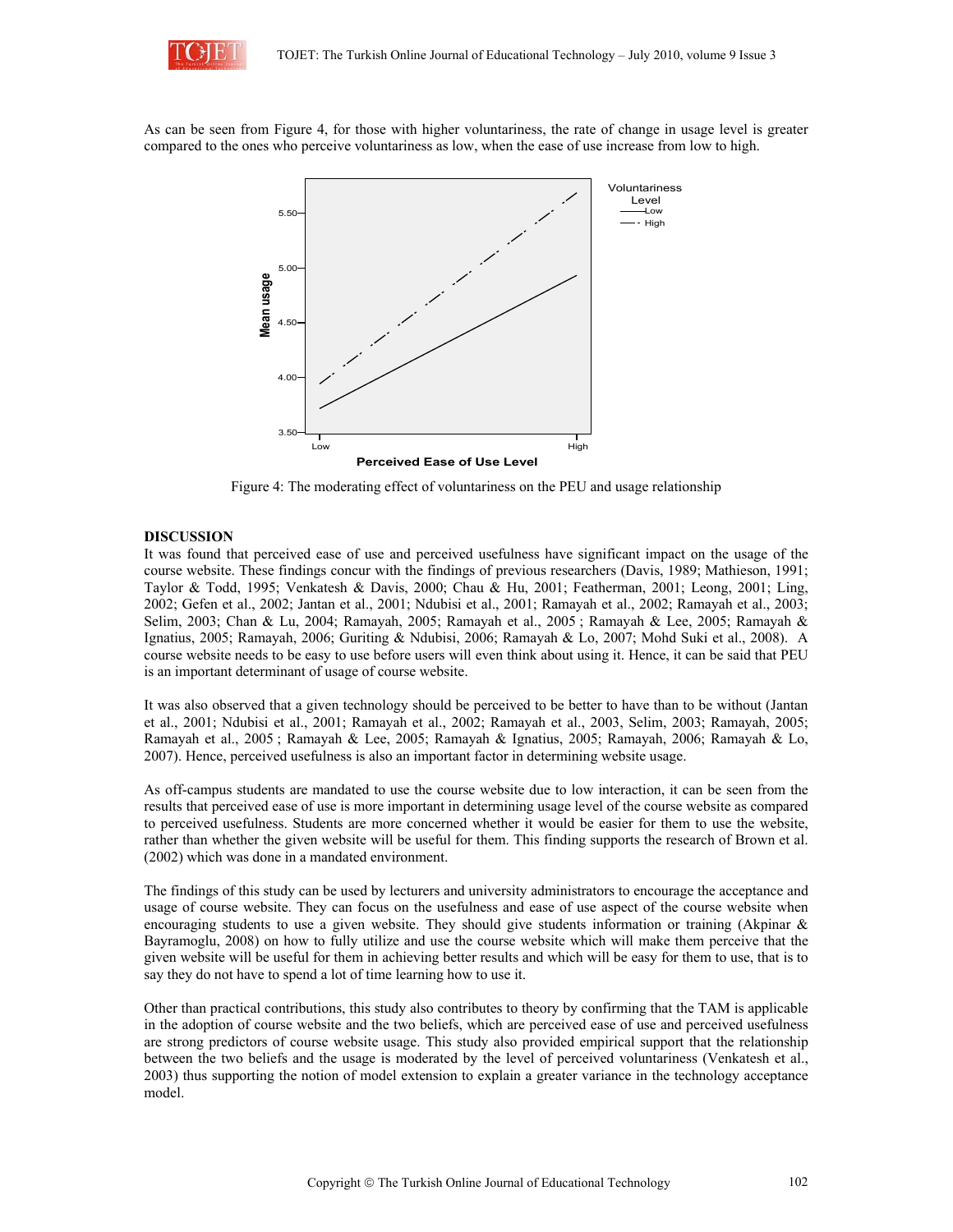As can be seen from Figure 4, for those with higher voluntariness, the rate of change in usage level is greater compared to the ones who perceive voluntariness as low, when the ease of use increase from low to high.

Figure 4: The moderating effect of voluntariness on the PEU and usage relationship

## DISCUSSION

It was found that perceived ease of use and perceived usefulness have significant impact on the usage of the course website. These findings concur with the findings of previous researchers (Davis, 1989; Mathieson, 1991; Taylor & Todd, 1995; Venkatesh & Davis, 2000; Chau & Hu, 2001; Featherman, 2001; Leong, 2001; Ling, 2002; Gefen et al., 2002; Jantan et al., 2001; Ndubisi et al., 2001; Ramayah et al., 2002; Ramayah et al., 2003; Selim, 2003; Chan & Lu, 2004; Ramayah, 2005; Ramayah et al., 2005 ; Ramayah & Lee, 2005; Ramayah & Ignatius, 2005; Ramayah, 2006; Guriting & Ndubisi, 2006; Ramayah & Lo, 2007; Mohd Suki et al., 2008). A course website needs to be easy to use before users will even think about using it. Hence, it can be said that PEU is an important determinant of usage of course website.

It was also observed that a given technology should be perceived to be better to have than to be without (Jantan et al., 2001; Ndubisi et al., 2001; Ramayah et al., 2002; Ramayah et al., 2003, Selim, 2003; Ramayah, 2005; Ramayah et al., 2005 ; Ramayah & Lee, 2005; Ramayah & Ignatius, 2005; Ramayah, 2006; Ramayah & Lo, 2007). Hence, perceived usefulness is also an important factor in determining website usage.

As off-campus students are mandated to use the course website due to low interaction, it can be seen from the results that perceived ease of use is more important in determining usage level of the course website as compared to perceived usefulness. Students are more concerned whether it would be easier for them to use the website, rather than whether the given website will be useful for them. This finding supports the research of Brown et al. (2002) which was done in a mandated environment.

The findings of this study can be used by lecturers and university administrators to encourage the acceptance and usage of course website. They can focus on the usefulness and ease of use aspect of the course website when encouraging students to use a given website. They should give students information or training (Akpinar & Bayramoglu, 2008) on how to fully utilize and use the course website which will make them perceive that the given website will be useful for them in achieving better results and which will be easy for them to use, that is to say they do not have to spend a lot of time learning how to use it.

Other than practical contributions, this study also contributes to theory by confirming that the TAM is applicable in the adoption of course website and the two beliefs, which are perceived ease of use and perceived usefulness are strong predictors of course website usage. This study also provided empirical support that the relationship between the two beliefs and the usage is moderated by the level of perceived voluntariness (Venkatesh et al., 2003) thus supporting the notion of model extension to explain a greater variance in the technology acceptance model.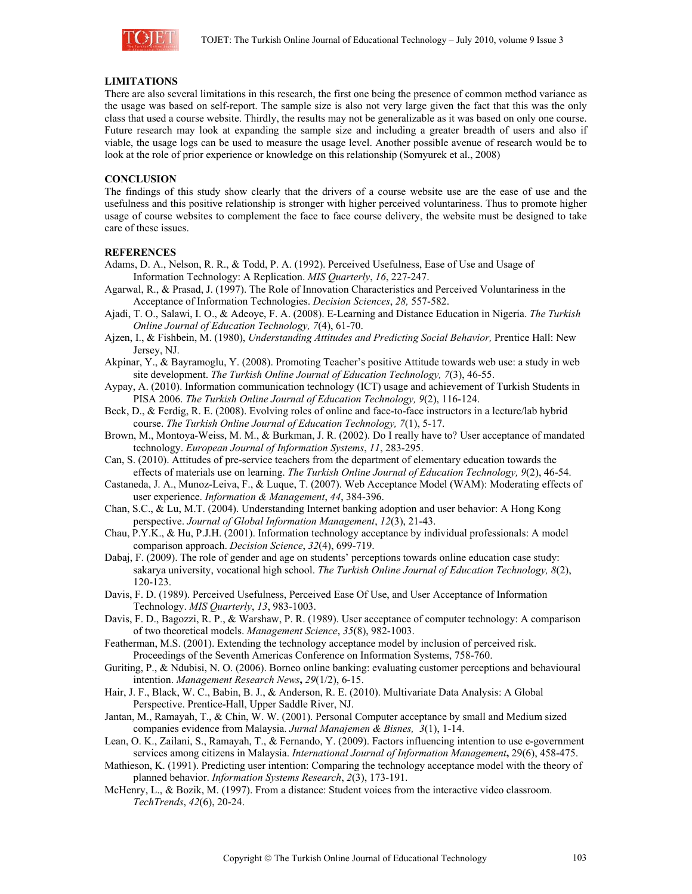## LIMITATIONS

There are also several limitations in this research, the first one being the presence of common method variance as the usage was based on self-report. The sample size is also not very large given the fact that this was the only class that used a course website. Thirdly, the results may not be generalizable as it was based on only one course. Future research may look at expanding the sample size and including a greater breadth of users and also if viable, the usage logs can be used to measure the usage level. Another possible avenue of research would be to look at the role of prior experience or knowledge on this relationship (Somyurek et al., 2008)

## CONCLUSION

The findings of this study show clearly that the drivers of a course website use are the ease of use and the usefulness and this positive relationship is stronger with higher perceived voluntariness. Thus to promote higher usage of course websites to complement the face to face course delivery, the website must be designed to take care of these issues.

## REFERENCES

Adams, D. A., Nelson, R. R., & Todd, P. A. (1992). Perceived Usefulness, Ease of Use and Usage of Information Technology: A Replication. *MIS Quarterly*, *16*, 227-247.

Agarwal, R., & Prasad, J. (1997). The Role of Innovation Characteristics and Perceived Voluntariness in the Acceptance of Information Technologies. *Decision Sciences*, *28,* 557-582.

Ajadi, T. O., Salawi, I. O., & Adeoye, F. A. (2008). E-Learning and Distance Education in Nigeria. *The Turkish Online Journal of Education Technology, 7*(4), 61-70.

Ajzen, I., & Fishbein, M. (1980), *Understanding Attitudes and Predicting Social Behavior,* Prentice Hall: New Jersey, NJ.

Akpinar, Y., & Bayramoglu, Y. (2008). Promoting Teacher's positive Attitude towards web use: a study in web site development. *The Turkish Online Journal of Education Technology, 7*(3), 46-55.

Aypay, A. (2010). Information communication technology (ICT) usage and achievement of Turkish Students in PISA 2006. *The Turkish Online Journal of Education Technology, 9*(2), 116-124.

Beck, D., & Ferdig, R. E. (2008). Evolving roles of online and face-to-face instructors in a lecture/lab hybrid course. *The Turkish Online Journal of Education Technology, 7*(1), 5-17.

Brown, M., Montoya-Weiss, M. M., & Burkman, J. R. (2002). Do I really have to? User acceptance of mandated technology. *European Journal of Information Systems*, *11*, 283-295.

Can, S. (2010). Attitudes of pre-service teachers from the department of elementary education towards the effects of materials use on learning. *The Turkish Online Journal of Education Technology, 9*(2), 46-54.

Castaneda, J. A., Munoz-Leiva, F., & Luque, T. (2007). Web Acceptance Model (WAM): Moderating effects of user experience. *Information & Management*, *44*, 384-396.

Chan, S.C., & Lu, M.T. (2004). Understanding Internet banking adoption and user behavior: A Hong Kong perspective. *Journal of Global Information Management*, *12*(3), 21-43.

Chau, P.Y.K., & Hu, P.J.H. (2001). Information technology acceptance by individual professionals: A model comparison approach. *Decision Science*, *32*(4), 699-719.

Dabaj, F. (2009). The role of gender and age on students' perceptions towards online education case study: sakarya university, vocational high school. *The Turkish Online Journal of Education Technology, 8*(2), 120-123.

Davis, F. D. (1989). Perceived Usefulness, Perceived Ease Of Use, and User Acceptance of Information Technology. *MIS Quarterly*, *13*, 983-1003.

Davis, F. D., Bagozzi, R. P., & Warshaw, P. R. (1989). User acceptance of computer technology: A comparison of two theoretical models. *Management Science*, *35*(8), 982-1003.

Featherman, M.S. (2001). Extending the technology acceptance model by inclusion of perceived risk. Proceedings of the Seventh Americas Conference on Information Systems, 758-760.

Guriting, P., & Ndubisi, N. O. (2006). Borneo online banking: evaluating customer perceptions and behavioural intention. *Management Research News***,** *29*(1/2), 6-15.

Hair, J. F., Black, W. C., Babin, B. J., & Anderson, R. E. (2010). Multivariate Data Analysis: A Global Perspective. Prentice-Hall, Upper Saddle River, NJ.

Jantan, M., Ramayah, T., & Chin, W. W. (2001). Personal Computer acceptance by small and Medium sized companies evidence from Malaysia. *Jurnal Manajemen & Bisnes, 3*(1), 1-14.

Lean, O. K., Zailani, S., Ramayah, T., & Fernando, Y. (2009). Factors influencing intention to use e-government services among citizens in Malaysia. *International Journal of Information Management***,** 29(6), 458-475.

Mathieson, K. (1991). Predicting user intention: Comparing the technology acceptance model with the theory of planned behavior. *Information Systems Research*, *2*(3), 173-191.

McHenry, L., & Bozik, M. (1997). From a distance: Student voices from the interactive video classroom. *TechTrends*, *42*(6), 20-24.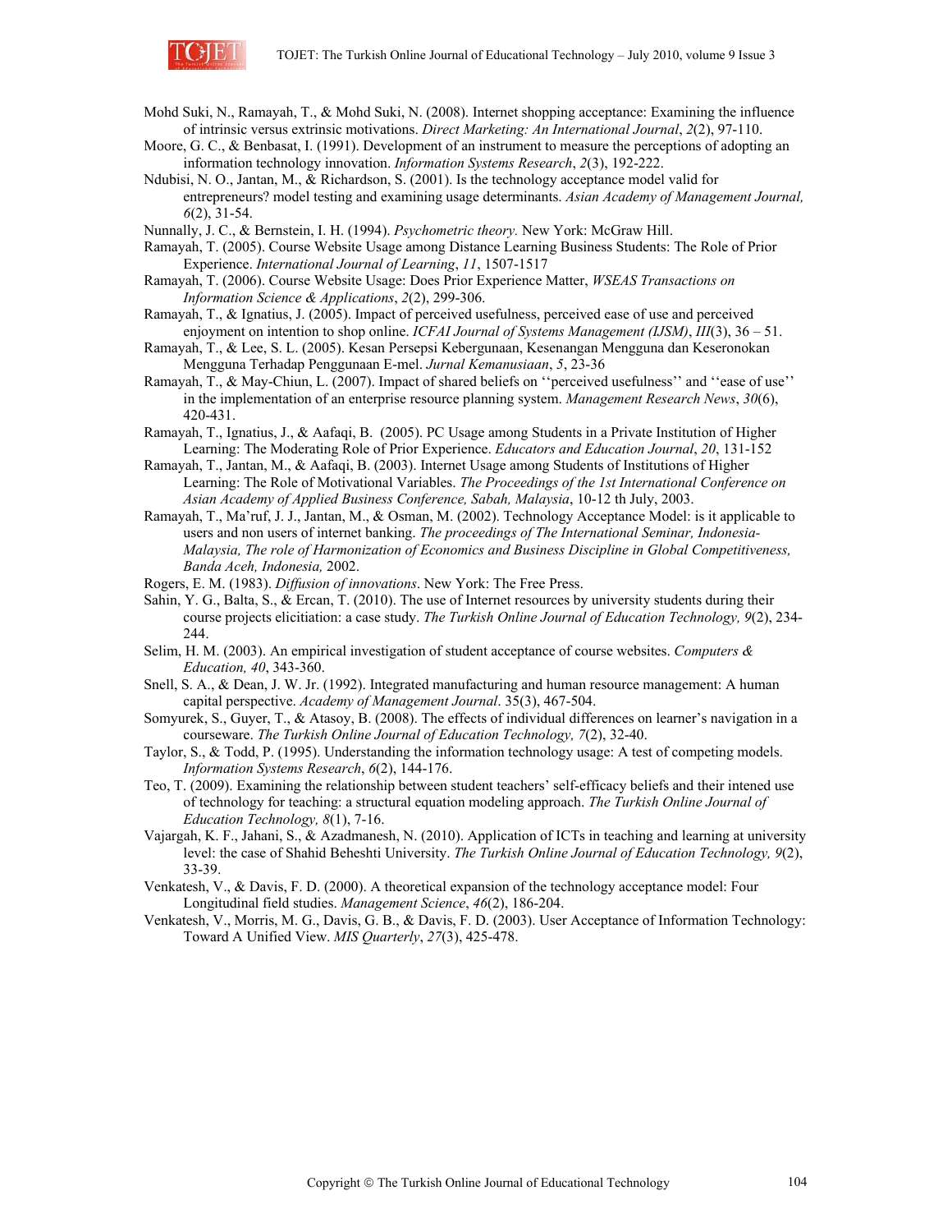Mohd Suki, N., Ramayah, T., & Mohd Suki, N. (2008). Internet shopping acceptance: Examining the influence of intrinsic versus extrinsic motivations. *Direct Marketing: An International Journal*, *2*(2), 97-110.

Moore, G. C., & Benbasat, I. (1991). Development of an instrument to measure the perceptions of adopting an information technology innovation. *Information Systems Research*, *2*(3), 192-222.

Ndubisi, N. O., Jantan, M., & Richardson, S. (2001). Is the technology acceptance model valid for entrepreneurs? model testing and examining usage determinants. *Asian Academy of Management Journal, 6*(2), 31-54.

Nunnally, J. C., & Bernstein, I. H. (1994). *Psychometric theory.* New York: McGraw Hill.

Ramayah, T. (2005). Course Website Usage among Distance Learning Business Students: The Role of Prior Experience. *International Journal of Learning*, *11*, 1507-1517

Ramayah, T. (2006). Course Website Usage: Does Prior Experience Matter, *WSEAS Transactions on Information Science & Applications*, *2*(2), 299-306.

Ramayah, T., & Ignatius, J. (2005). Impact of perceived usefulness, perceived ease of use and perceived enjoyment on intention to shop online. *ICFAI Journal of Systems Management (IJSM)*, *III*(3), 36 – 51.

Ramayah, T., & Lee, S. L. (2005). Kesan Persepsi Kebergunaan, Kesenangan Mengguna dan Keseronokan Mengguna Terhadap Penggunaan E-mel. *Jurnal Kemanusiaan*, *5*, 23-36

Ramayah, T., & May-Chiun, L. (2007). Impact of shared beliefs on ''perceived usefulness'' and ''ease of use'' in the implementation of an enterprise resource planning system. *Management Research News*, *30*(6), 420-431.

Ramayah, T., Ignatius, J., & Aafaqi, B. (2005). PC Usage among Students in a Private Institution of Higher Learning: The Moderating Role of Prior Experience. *Educators and Education Journal*, *20*, 131-152

Ramayah, T., Jantan, M., & Aafaqi, B. (2003). Internet Usage among Students of Institutions of Higher Learning: The Role of Motivational Variables. *The Proceedings of the 1st International Conference on Asian Academy of Applied Business Conference, Sabah, Malaysia*, 10-12 th July, 2003.

Ramayah, T., Ma'ruf, J. J., Jantan, M., & Osman, M. (2002). Technology Acceptance Model: is it applicable to users and non users of internet banking. *The proceedings of The International Seminar, Indonesia-Malaysia, The role of Harmonization of Economics and Business Discipline in Global Competitiveness, Banda Aceh, Indonesia,* 2002.

Rogers, E. M. (1983). *Diffusion of innovations*. New York: The Free Press.

Sahin, Y. G., Balta, S., & Ercan, T. (2010). The use of Internet resources by university students during their course projects elicitiation: a case study. *The Turkish Online Journal of Education Technology, 9*(2), 234-244.

Selim, H. M. (2003). An empirical investigation of student acceptance of course websites. *Computers & Education, 40*, 343-360.

Snell, S. A., & Dean, J. W. Jr. (1992). Integrated manufacturing and human resource management: A human capital perspective. *Academy of Management Journal*. 35(3), 467-504.

Somyurek, S., Guyer, T., & Atasoy, B. (2008). The effects of individual differences on learner's navigation in a courseware. *The Turkish Online Journal of Education Technology, 7*(2), 32-40.

Taylor, S., & Todd, P. (1995). Understanding the information technology usage: A test of competing models. *Information Systems Research*, *6*(2), 144-176.

Teo, T. (2009). Examining the relationship between student teachers' self-efficacy beliefs and their intened use of technology for teaching: a structural equation modeling approach. *The Turkish Online Journal of Education Technology, 8*(1), 7-16.

Vajargah, K. F., Jahani, S., & Azadmanesh, N. (2010). Application of ICTs in teaching and learning at university level: the case of Shahid Beheshti University. *The Turkish Online Journal of Education Technology, 9*(2), 33-39.

Venkatesh, V., & Davis, F. D. (2000). A theoretical expansion of the technology acceptance model: Four Longitudinal field studies. *Management Science*, *46*(2), 186-204.

Venkatesh, V., Morris, M. G., Davis, G. B., & Davis, F. D. (2003). User Acceptance of Information Technology: Toward A Unified View. *MIS Quarterly*, *27*(3), 425-478.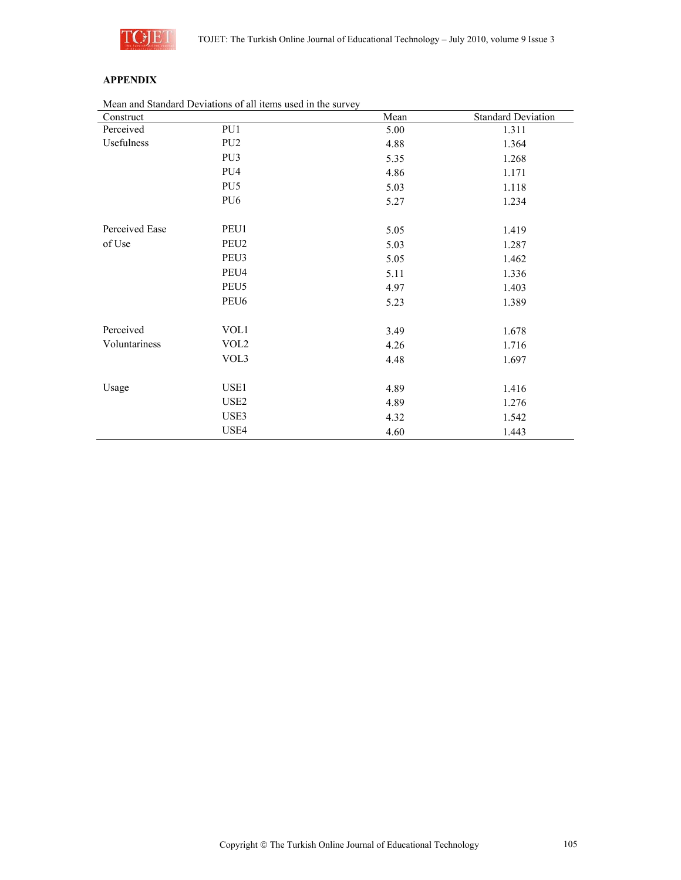## APPENDIX

Mean and Standard Deviations of all items used in the survey

| Construct | | Mean | Standard Deviation |
|---|---|---|---|
| Perceived Usefulness | PU1 | 5.00 | 1.311 |
| | PU2 | 4.88 | 1.364 |
| | PU3 | 5.35 | 1.268 |
| | PU4 | 4.86 | 1.171 |
| | PU5 | 5.03 | 1.118 |
| | PU6 | 5.27 | 1.234 |
| Perceived Ease of Use | PEU1 | 5.05 | 1.419 |
| | PEU2 | 5.03 | 1.287 |
| | PEU3 | 5.05 | 1.462 |
| | PEU4 | 5.11 | 1.336 |
| | PEU5 | 4.97 | 1.403 |
| | PEU6 | 5.23 | 1.389 |
| Perceived Voluntariness | VOL1 | 3.49 | 1.678 |
| | VOL2 | 4.26 | 1.716 |
| | VOL3 | 4.48 | 1.697 |
| Usage | USE1 | 4.89 | 1.416 |
| | USE2 | 4.89 | 1.276 |
| | USE3 | 4.32 | 1.542 |
| | USE4 | 4.60 | 1.443 |